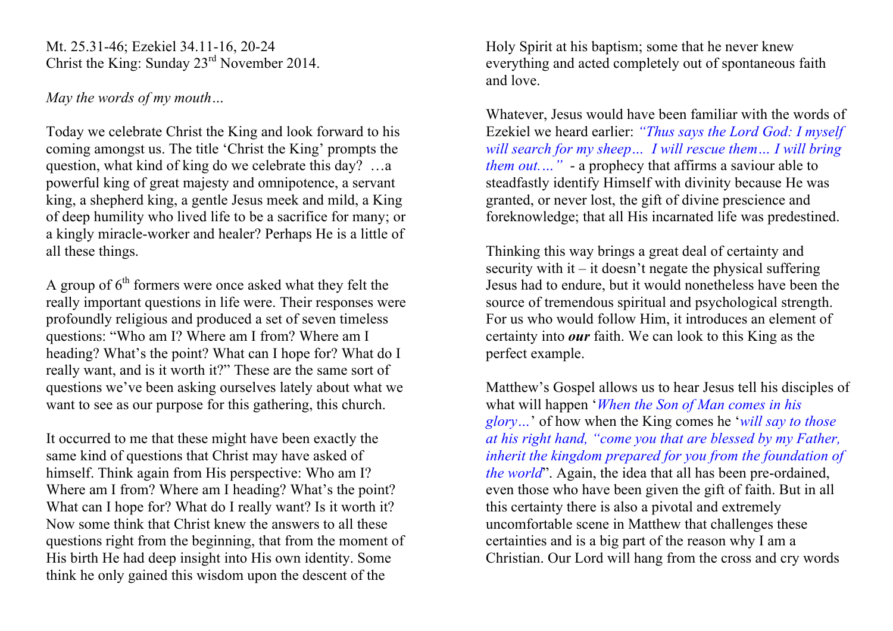Mt. 25.31-46; Ezekiel 34.11-16, 20-24
Christ the King: Sunday 23rd November 2014.

*May the words of my mouth…*

Today we celebrate Christ the King and look forward to his coming amongst us. The title 'Christ the King' prompts the question, what kind of king do we celebrate this day? …a powerful king of great majesty and omnipotence, a servant king, a shepherd king, a gentle Jesus meek and mild, a King of deep humility who lived life to be a sacrifice for many; or a kingly miracle-worker and healer? Perhaps He is a little of all these things.

A group of 6th formers were once asked what they felt the really important questions in life were. Their responses were profoundly religious and produced a set of seven timeless questions: "Who am I? Where am I from? Where am I heading? What's the point? What can I hope for? What do I really want, and is it worth it?" These are the same sort of questions we've been asking ourselves lately about what we want to see as our purpose for this gathering, this church.

It occurred to me that these might have been exactly the same kind of questions that Christ may have asked of himself. Think again from His perspective: Who am I? Where am I from? Where am I heading? What's the point? What can I hope for? What do I really want? Is it worth it? Now some think that Christ knew the answers to all these questions right from the beginning, that from the moment of His birth He had deep insight into His own identity. Some think he only gained this wisdom upon the descent of the Holy Spirit at his baptism; some that he never knew everything and acted completely out of spontaneous faith and love.

Whatever, Jesus would have been familiar with the words of Ezekiel we heard earlier: *"Thus says the Lord God: I myself will search for my sheep… I will rescue them… I will bring them out…."* - a prophecy that affirms a saviour able to steadfastly identify Himself with divinity because He was granted, or never lost, the gift of divine prescience and foreknowledge; that all His incarnated life was predestined.

Thinking this way brings a great deal of certainty and security with it – it doesn't negate the physical suffering Jesus had to endure, but it would nonetheless have been the source of tremendous spiritual and psychological strength. For us who would follow Him, it introduces an element of certainty into ***our*** faith. We can look to this King as the perfect example.

Matthew's Gospel allows us to hear Jesus tell his disciples of what will happen '*When the Son of Man comes in his glory…*' of how when the King comes he '*will say to those at his right hand, "come you that are blessed by my Father, inherit the kingdom prepared for you from the foundation of the world*". Again, the idea that all has been pre-ordained, even those who have been given the gift of faith. But in all this certainty there is also a pivotal and extremely uncomfortable scene in Matthew that challenges these certainties and is a big part of the reason why I am a Christian. Our Lord will hang from the cross and cry words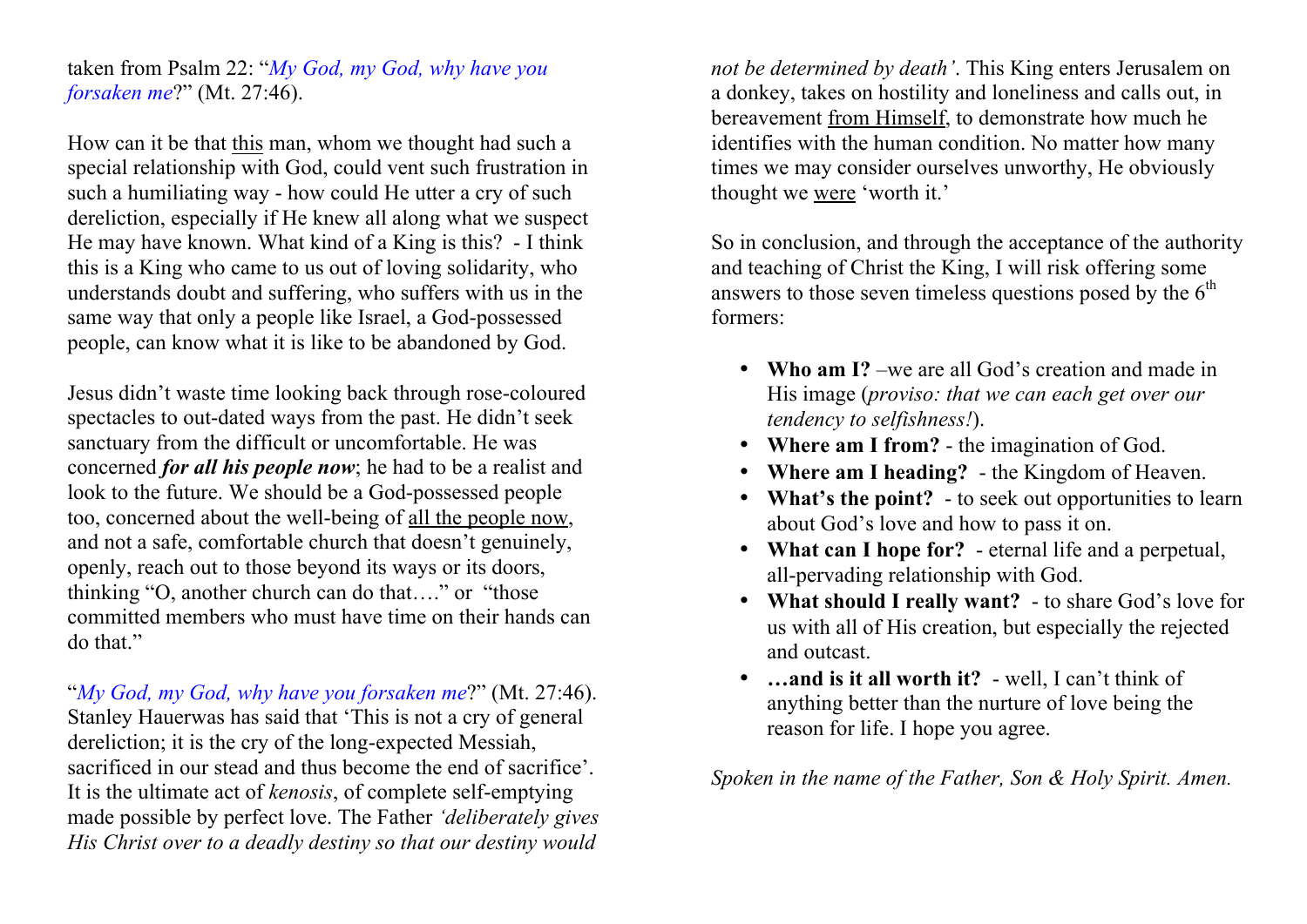taken from Psalm 22: "*My God, my God, why have you forsaken me*?" (Mt. 27:46).

How can it be that <u>this</u> man, whom we thought had such a special relationship with God, could vent such frustration in such a humiliating way - how could He utter a cry of such dereliction, especially if He knew all along what we suspect He may have known. What kind of a King is this? - I think this is a King who came to us out of loving solidarity, who understands doubt and suffering, who suffers with us in the same way that only a people like Israel, a God-possessed people, can know what it is like to be abandoned by God.

Jesus didn't waste time looking back through rose-coloured spectacles to out-dated ways from the past. He didn't seek sanctuary from the difficult or uncomfortable. He was concerned ***for all his people now***; he had to be a realist and look to the future. We should be a God-possessed people too, concerned about the well-being of <u>all the people now</u>, and not a safe, comfortable church that doesn't genuinely, openly, reach out to those beyond its ways or its doors, thinking "O, another church can do that…." or "those committed members who must have time on their hands can do that."

"*My God, my God, why have you forsaken me*?" (Mt. 27:46). Stanley Hauerwas has said that 'This is not a cry of general dereliction; it is the cry of the long-expected Messiah, sacrificed in our stead and thus become the end of sacrifice'. It is the ultimate act of *kenosis*, of complete self-emptying made possible by perfect love. The Father *'deliberately gives His Christ over to a deadly destiny so that our destiny would not be determined by death'*. This King enters Jerusalem on a donkey, takes on hostility and loneliness and calls out, in bereavement <u>from Himself</u>, to demonstrate how much he identifies with the human condition. No matter how many times we may consider ourselves unworthy, He obviously thought we <u>were</u> 'worth it.'

So in conclusion, and through the acceptance of the authority and teaching of Christ the King, I will risk offering some answers to those seven timeless questions posed by the 6th formers:

- **Who am I?** –we are all God's creation and made in His image (*proviso: that we can each get over our tendency to selfishness!*).
- **Where am I from?** - the imagination of God.
- **Where am I heading?** - the Kingdom of Heaven.
- **What's the point?** - to seek out opportunities to learn about God's love and how to pass it on.
- **What can I hope for?** - eternal life and a perpetual, all-pervading relationship with God.
- **What should I really want?** - to share God's love for us with all of His creation, but especially the rejected and outcast.
- **…and is it all worth it?** - well, I can't think of anything better than the nurture of love being the reason for life. I hope you agree.

*Spoken in the name of the Father, Son & Holy Spirit. Amen.*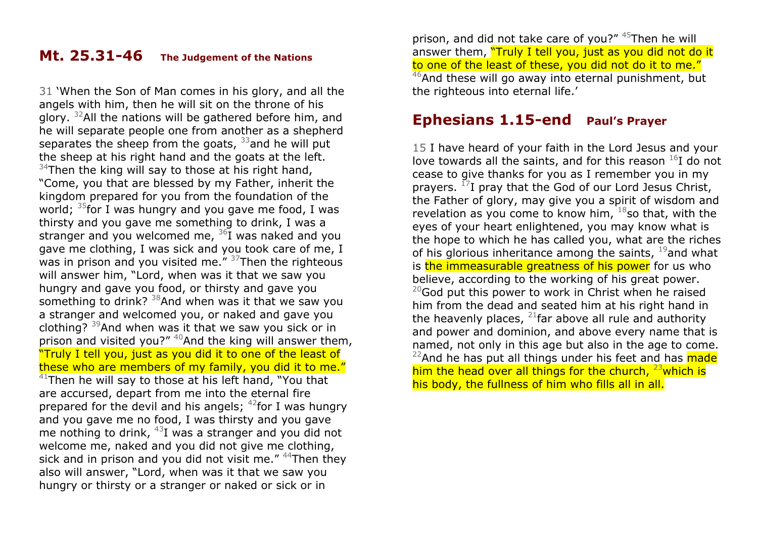## Mt. 25.31-46 The Judgement of the Nations

31 'When the Son of Man comes in his glory, and all the angels with him, then he will sit on the throne of his glory. [32]All the nations will be gathered before him, and he will separate people one from another as a shepherd separates the sheep from the goats, [33]and he will put the sheep at his right hand and the goats at the left. [34]Then the king will say to those at his right hand, "Come, you that are blessed by my Father, inherit the kingdom prepared for you from the foundation of the world; [35]for I was hungry and you gave me food, I was thirsty and you gave me something to drink, I was a stranger and you welcomed me, [36]I was naked and you gave me clothing, I was sick and you took care of me, I was in prison and you visited me." [37]Then the righteous will answer him, "Lord, when was it that we saw you hungry and gave you food, or thirsty and gave you something to drink? [38]And when was it that we saw you a stranger and welcomed you, or naked and gave you clothing? [39]And when was it that we saw you sick or in prison and visited you?" [40]And the king will answer them, "Truly I tell you, just as you did it to one of the least of these who are members of my family, you did it to me." [41]Then he will say to those at his left hand, "You that are accursed, depart from me into the eternal fire prepared for the devil and his angels; [42]for I was hungry and you gave me no food, I was thirsty and you gave me nothing to drink, [43]I was a stranger and you did not welcome me, naked and you did not give me clothing, sick and in prison and you did not visit me." [44]Then they also will answer, "Lord, when was it that we saw you hungry or thirsty or a stranger or naked or sick or in prison, and did not take care of you?" [45]Then he will answer them, "Truly I tell you, just as you did not do it to one of the least of these, you did not do it to me." [46]And these will go away into eternal punishment, but the righteous into eternal life.'

## Ephesians 1.15-end Paul's Prayer

15 I have heard of your faith in the Lord Jesus and your love towards all the saints, and for this reason [16]I do not cease to give thanks for you as I remember you in my prayers. [17]I pray that the God of our Lord Jesus Christ, the Father of glory, may give you a spirit of wisdom and revelation as you come to know him, [18]so that, with the eyes of your heart enlightened, you may know what is the hope to which he has called you, what are the riches of his glorious inheritance among the saints, [19]and what is the immeasurable greatness of his power for us who believe, according to the working of his great power. [20]God put this power to work in Christ when he raised him from the dead and seated him at his right hand in the heavenly places, [21]far above all rule and authority and power and dominion, and above every name that is named, not only in this age but also in the age to come. [22]And he has put all things under his feet and has made him the head over all things for the church, [23]which is his body, the fullness of him who fills all in all.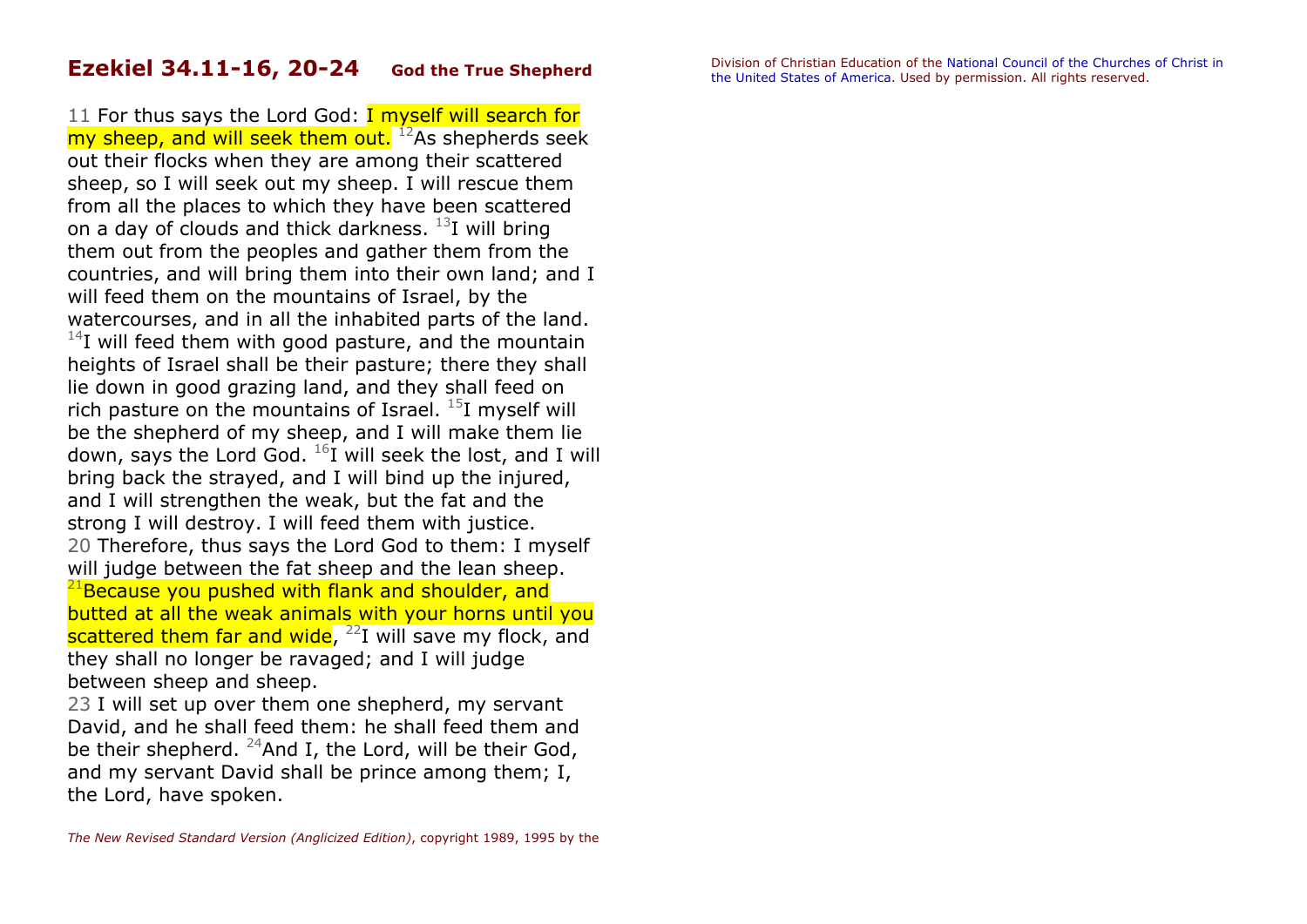## Ezekiel 34.11-16, 20-24 **God the True Shepherd**

11 For thus says the Lord God: I myself will search for my sheep, and will seek them out. [12]As shepherds seek out their flocks when they are among their scattered sheep, so I will seek out my sheep. I will rescue them from all the places to which they have been scattered on a day of clouds and thick darkness. [13]I will bring them out from the peoples and gather them from the countries, and will bring them into their own land; and I will feed them on the mountains of Israel, by the watercourses, and in all the inhabited parts of the land. [14]I will feed them with good pasture, and the mountain heights of Israel shall be their pasture; there they shall lie down in good grazing land, and they shall feed on rich pasture on the mountains of Israel. [15]I myself will be the shepherd of my sheep, and I will make them lie down, says the Lord God. [16]I will seek the lost, and I will bring back the strayed, and I will bind up the injured, and I will strengthen the weak, but the fat and the strong I will destroy. I will feed them with justice.
20 Therefore, thus says the Lord God to them: I myself will judge between the fat sheep and the lean sheep. [21]Because you pushed with flank and shoulder, and butted at all the weak animals with your horns until you scattered them far and wide, [22]I will save my flock, and they shall no longer be ravaged; and I will judge between sheep and sheep.
23 I will set up over them one shepherd, my servant David, and he shall feed them: he shall feed them and be their shepherd. [24]And I, the Lord, will be their God, and my servant David shall be prince among them; I, the Lord, have spoken.

*The New Revised Standard Version (Anglicized Edition)*, copyright 1989, 1995 by the Division of Christian Education of the National Council of the Churches of Christ in the United States of America. Used by permission. All rights reserved.